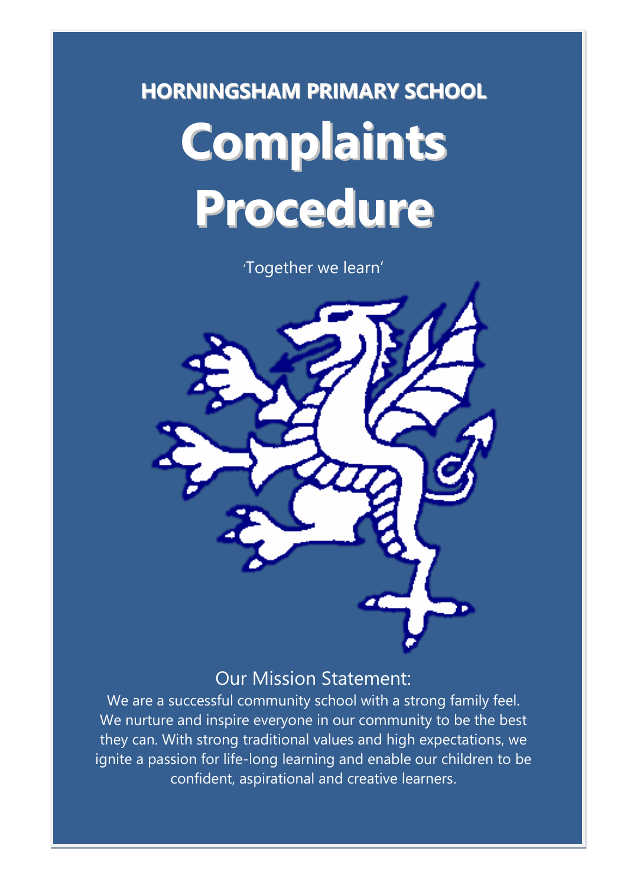**HORNINGSHAM PRIMARY SCHOOL**

# Complaints Procedure

'Together we learn'

## Our Mission Statement:

We are a successful community school with a strong family feel. We nurture and inspire everyone in our community to be the best they can. With strong traditional values and high expectations, we ignite a passion for life-long learning and enable our children to be confident, aspirational and creative learners.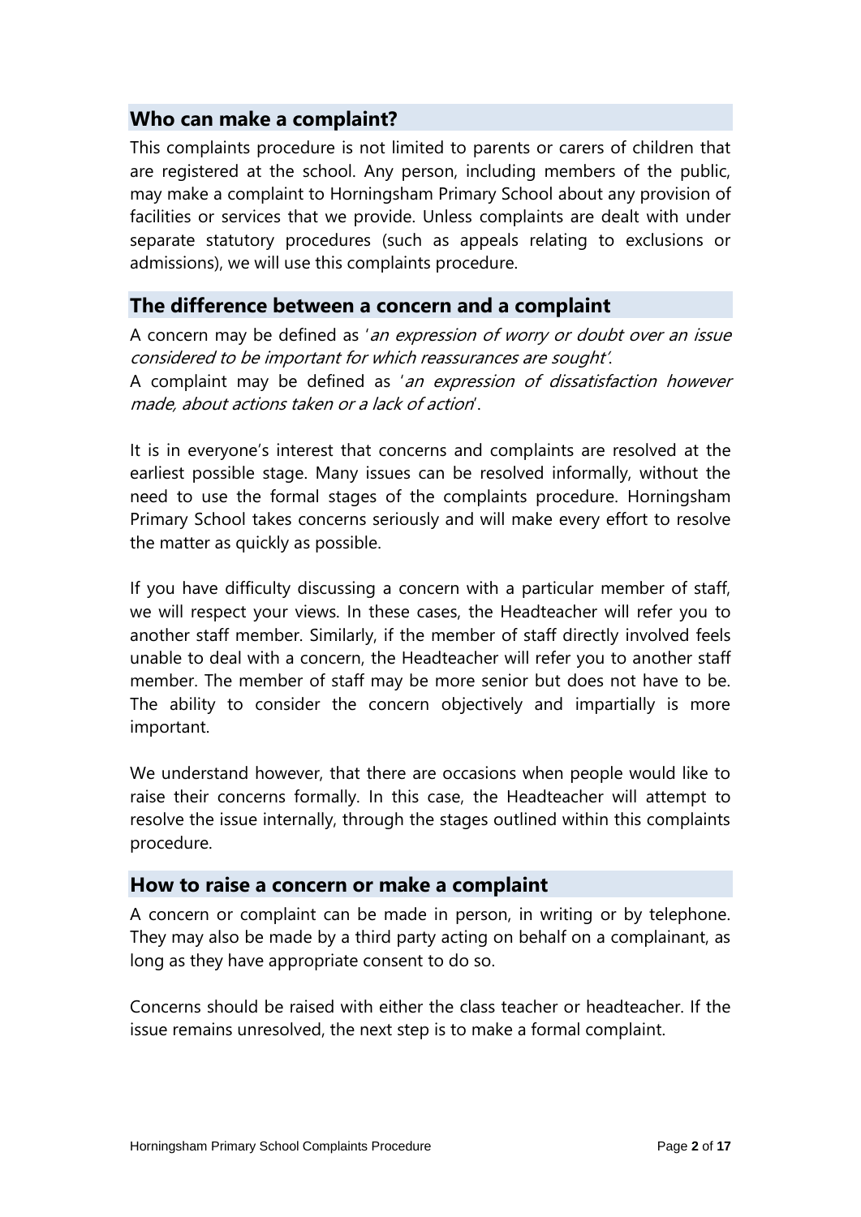## Who can make a complaint?

This complaints procedure is not limited to parents or carers of children that are registered at the school. Any person, including members of the public, may make a complaint to Horningsham Primary School about any provision of facilities or services that we provide. Unless complaints are dealt with under separate statutory procedures (such as appeals relating to exclusions or admissions), we will use this complaints procedure.

## The difference between a concern and a complaint

A concern may be defined as '*an expression of worry or doubt over an issue considered to be important for which reassurances are sought*'.
A complaint may be defined as '*an expression of dissatisfaction however made, about actions taken or a lack of action*'.

It is in everyone's interest that concerns and complaints are resolved at the earliest possible stage. Many issues can be resolved informally, without the need to use the formal stages of the complaints procedure. Horningsham Primary School takes concerns seriously and will make every effort to resolve the matter as quickly as possible.

If you have difficulty discussing a concern with a particular member of staff, we will respect your views. In these cases, the Headteacher will refer you to another staff member. Similarly, if the member of staff directly involved feels unable to deal with a concern, the Headteacher will refer you to another staff member. The member of staff may be more senior but does not have to be. The ability to consider the concern objectively and impartially is more important.

We understand however, that there are occasions when people would like to raise their concerns formally. In this case, the Headteacher will attempt to resolve the issue internally, through the stages outlined within this complaints procedure.

## How to raise a concern or make a complaint

A concern or complaint can be made in person, in writing or by telephone. They may also be made by a third party acting on behalf on a complainant, as long as they have appropriate consent to do so.

Concerns should be raised with either the class teacher or headteacher. If the issue remains unresolved, the next step is to make a formal complaint.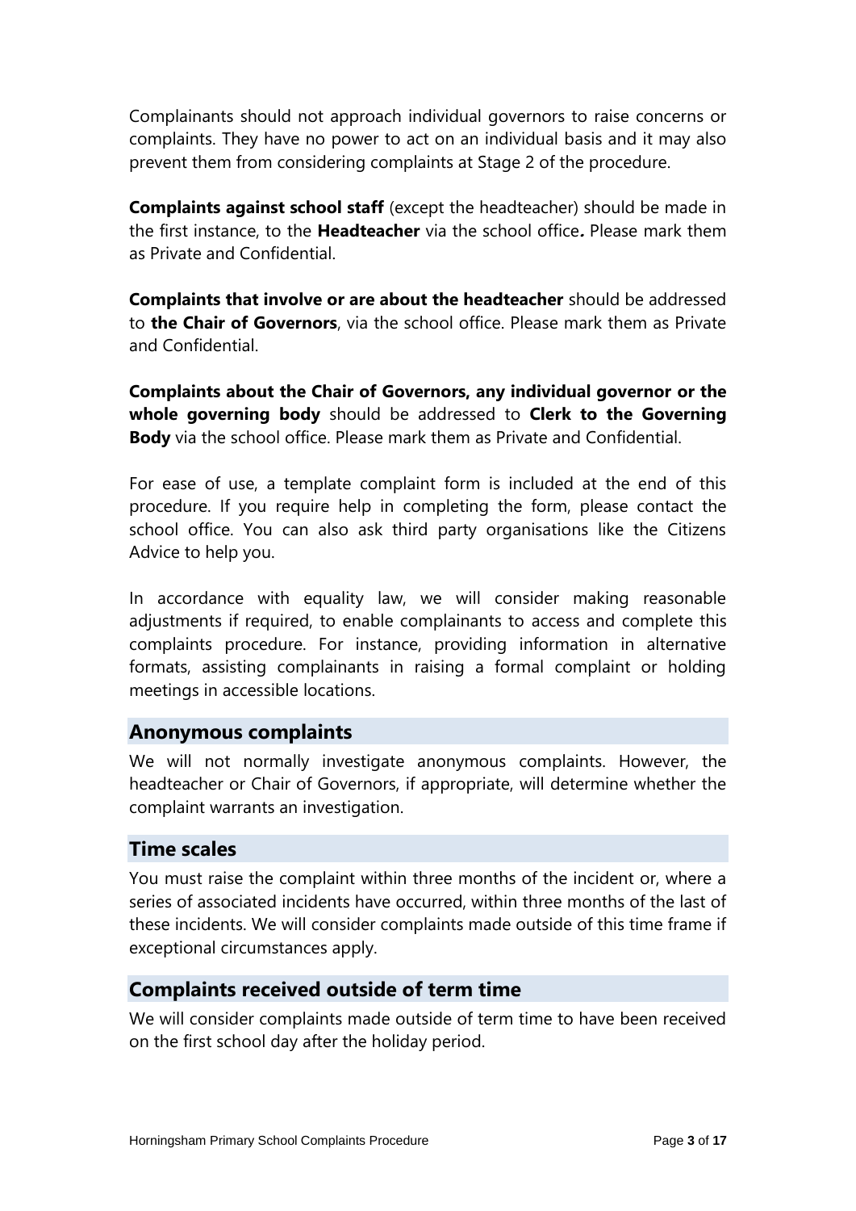Complainants should not approach individual governors to raise concerns or complaints. They have no power to act on an individual basis and it may also prevent them from considering complaints at Stage 2 of the procedure.

**Complaints against school staff** (except the headteacher) should be made in the first instance, to the **Headteacher** via the school office***.*** Please mark them as Private and Confidential.

**Complaints that involve or are about the headteacher** should be addressed to **the Chair of Governors**, via the school office. Please mark them as Private and Confidential.

**Complaints about the Chair of Governors, any individual governor or the whole governing body** should be addressed to **Clerk to the Governing Body** via the school office. Please mark them as Private and Confidential.

For ease of use, a template complaint form is included at the end of this procedure. If you require help in completing the form, please contact the school office. You can also ask third party organisations like the Citizens Advice to help you.

In accordance with equality law, we will consider making reasonable adjustments if required, to enable complainants to access and complete this complaints procedure. For instance, providing information in alternative formats, assisting complainants in raising a formal complaint or holding meetings in accessible locations.

## Anonymous complaints

We will not normally investigate anonymous complaints. However, the headteacher or Chair of Governors, if appropriate, will determine whether the complaint warrants an investigation.

## Time scales

You must raise the complaint within three months of the incident or, where a series of associated incidents have occurred, within three months of the last of these incidents. We will consider complaints made outside of this time frame if exceptional circumstances apply.

## Complaints received outside of term time

We will consider complaints made outside of term time to have been received on the first school day after the holiday period.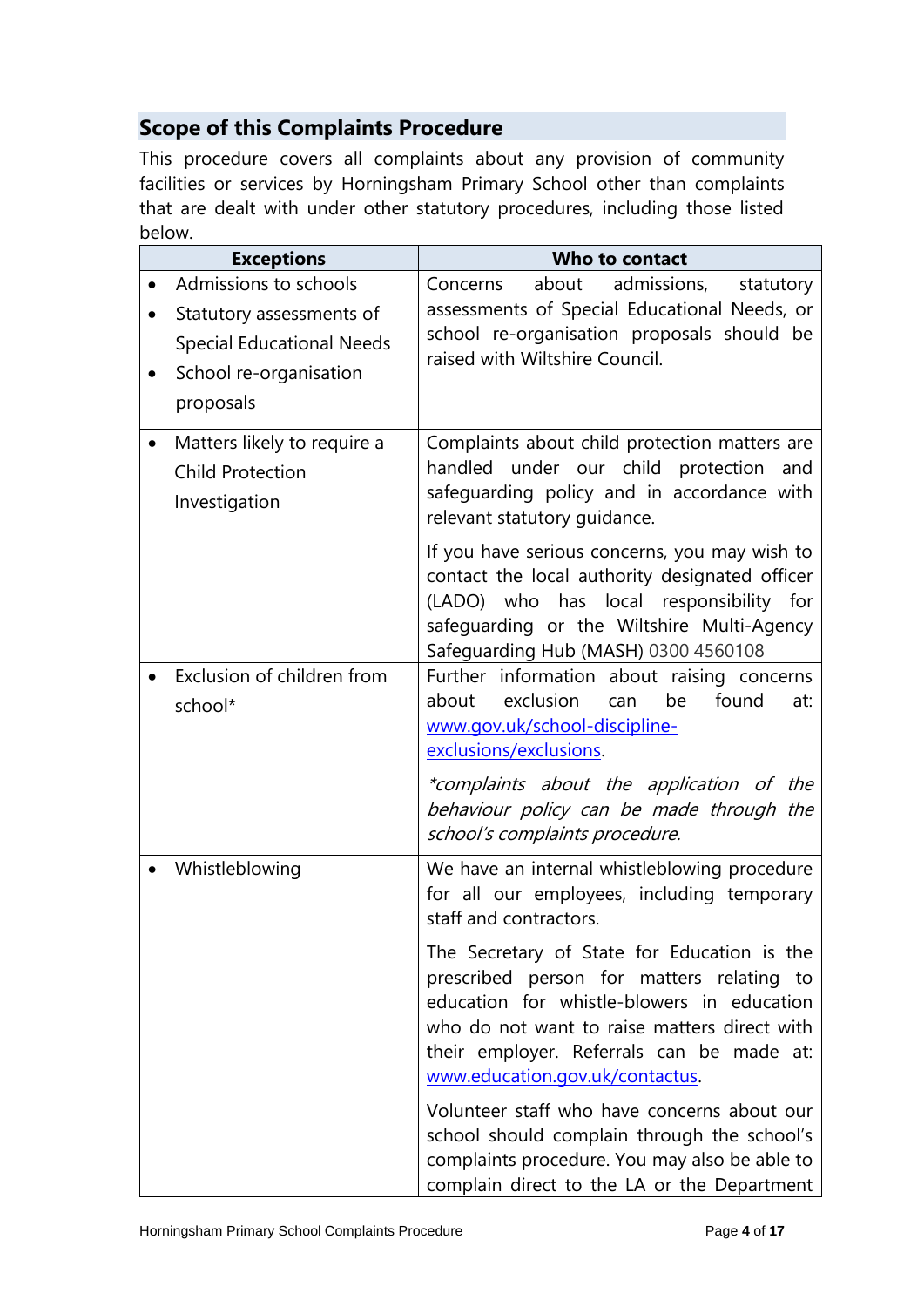## Scope of this Complaints Procedure

This procedure covers all complaints about any provision of community facilities or services by Horningsham Primary School other than complaints that are dealt with under other statutory procedures, including those listed below.

| Exceptions | Who to contact |
|---|---|
| • Admissions to schools<br>• Statutory assessments of Special Educational Needs<br>• School re-organisation proposals | Concerns about admissions, statutory assessments of Special Educational Needs, or school re-organisation proposals should be raised with Wiltshire Council. |
| • Matters likely to require a Child Protection Investigation | Complaints about child protection matters are handled under our child protection and safeguarding policy and in accordance with relevant statutory guidance.<br><br>If you have serious concerns, you may wish to contact the local authority designated officer (LADO) who has local responsibility for safeguarding or the Wiltshire Multi-Agency Safeguarding Hub (MASH) 0300 4560108 |
| • Exclusion of children from school* | Further information about raising concerns about exclusion can be found at: [www.gov.uk/school-discipline-exclusions/exclusions](www.gov.uk/school-discipline-exclusions/exclusions).<br><br>*\*complaints about the application of the behaviour policy can be made through the school's complaints procedure.* |
| • Whistleblowing | We have an internal whistleblowing procedure for all our employees, including temporary staff and contractors.<br><br>The Secretary of State for Education is the prescribed person for matters relating to education for whistle-blowers in education who do not want to raise matters direct with their employer. Referrals can be made at: [www.education.gov.uk/contactus](www.education.gov.uk/contactus).<br><br>Volunteer staff who have concerns about our school should complain through the school's complaints procedure. You may also be able to complain direct to the LA or the Department |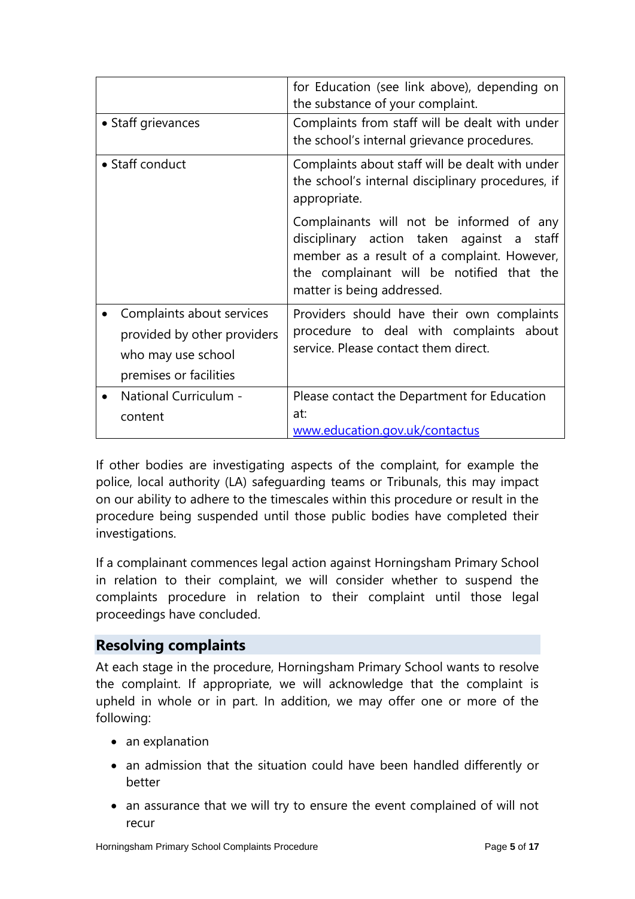| | |
|---|---|
| | for Education (see link above), depending on the substance of your complaint. |
| • Staff grievances | Complaints from staff will be dealt with under the school's internal grievance procedures. |
| • Staff conduct | Complaints about staff will be dealt with under the school's internal disciplinary procedures, if appropriate.<br><br>Complainants will not be informed of any disciplinary action taken against a staff member as a result of a complaint. However, the complainant will be notified that the matter is being addressed. |
| • Complaints about services provided by other providers who may use school premises or facilities | Providers should have their own complaints procedure to deal with complaints about service. Please contact them direct. |
| • National Curriculum - content | Please contact the Department for Education at:<br>[www.education.gov.uk/contactus](www.education.gov.uk/contactus) |

If other bodies are investigating aspects of the complaint, for example the police, local authority (LA) safeguarding teams or Tribunals, this may impact on our ability to adhere to the timescales within this procedure or result in the procedure being suspended until those public bodies have completed their investigations.

If a complainant commences legal action against Horningsham Primary School in relation to their complaint, we will consider whether to suspend the complaints procedure in relation to their complaint until those legal proceedings have concluded.

## Resolving complaints

At each stage in the procedure, Horningsham Primary School wants to resolve the complaint. If appropriate, we will acknowledge that the complaint is upheld in whole or in part. In addition, we may offer one or more of the following:

- an explanation
- an admission that the situation could have been handled differently or better
- an assurance that we will try to ensure the event complained of will not recur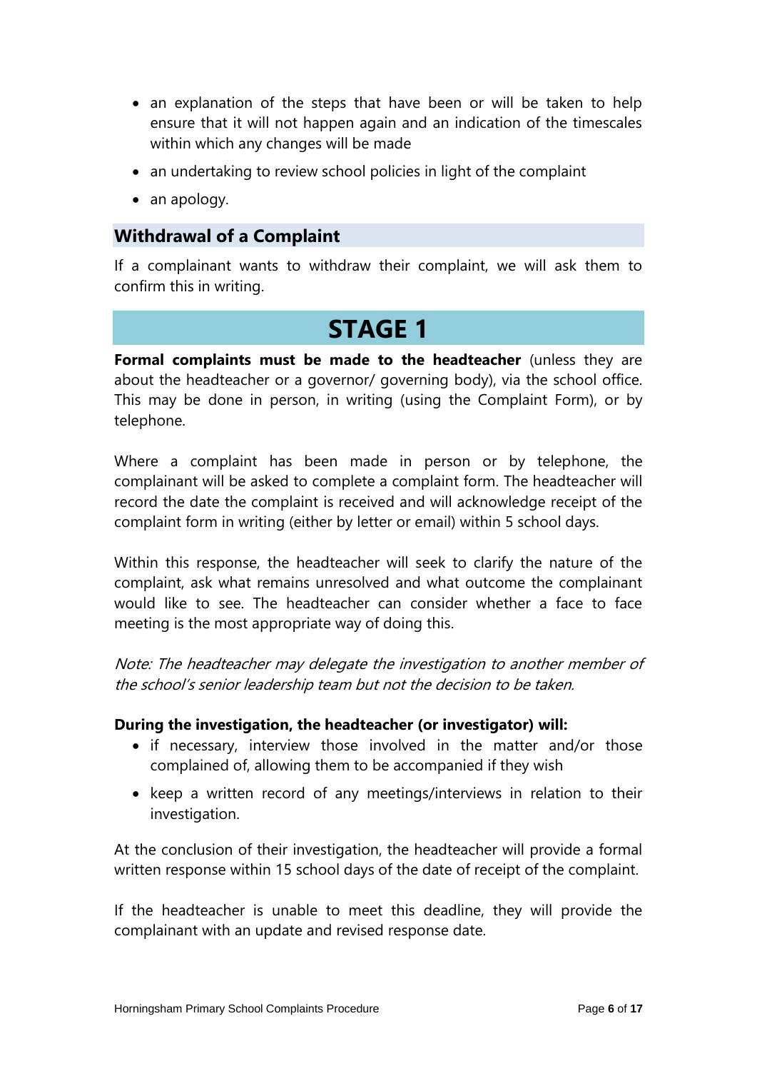- an explanation of the steps that have been or will be taken to help ensure that it will not happen again and an indication of the timescales within which any changes will be made
- an undertaking to review school policies in light of the complaint
- an apology.

## Withdrawal of a Complaint

If a complainant wants to withdraw their complaint, we will ask them to confirm this in writing.

# STAGE 1

**Formal complaints must be made to the headteacher** (unless they are about the headteacher or a governor/ governing body), via the school office. This may be done in person, in writing (using the Complaint Form), or by telephone.

Where a complaint has been made in person or by telephone, the complainant will be asked to complete a complaint form. The headteacher will record the date the complaint is received and will acknowledge receipt of the complaint form in writing (either by letter or email) within 5 school days.

Within this response, the headteacher will seek to clarify the nature of the complaint, ask what remains unresolved and what outcome the complainant would like to see. The headteacher can consider whether a face to face meeting is the most appropriate way of doing this.

*Note: The headteacher may delegate the investigation to another member of the school's senior leadership team but not the decision to be taken.*

**During the investigation, the headteacher (or investigator) will:**

- if necessary, interview those involved in the matter and/or those complained of, allowing them to be accompanied if they wish
- keep a written record of any meetings/interviews in relation to their investigation.

At the conclusion of their investigation, the headteacher will provide a formal written response within 15 school days of the date of receipt of the complaint.

If the headteacher is unable to meet this deadline, they will provide the complainant with an update and revised response date.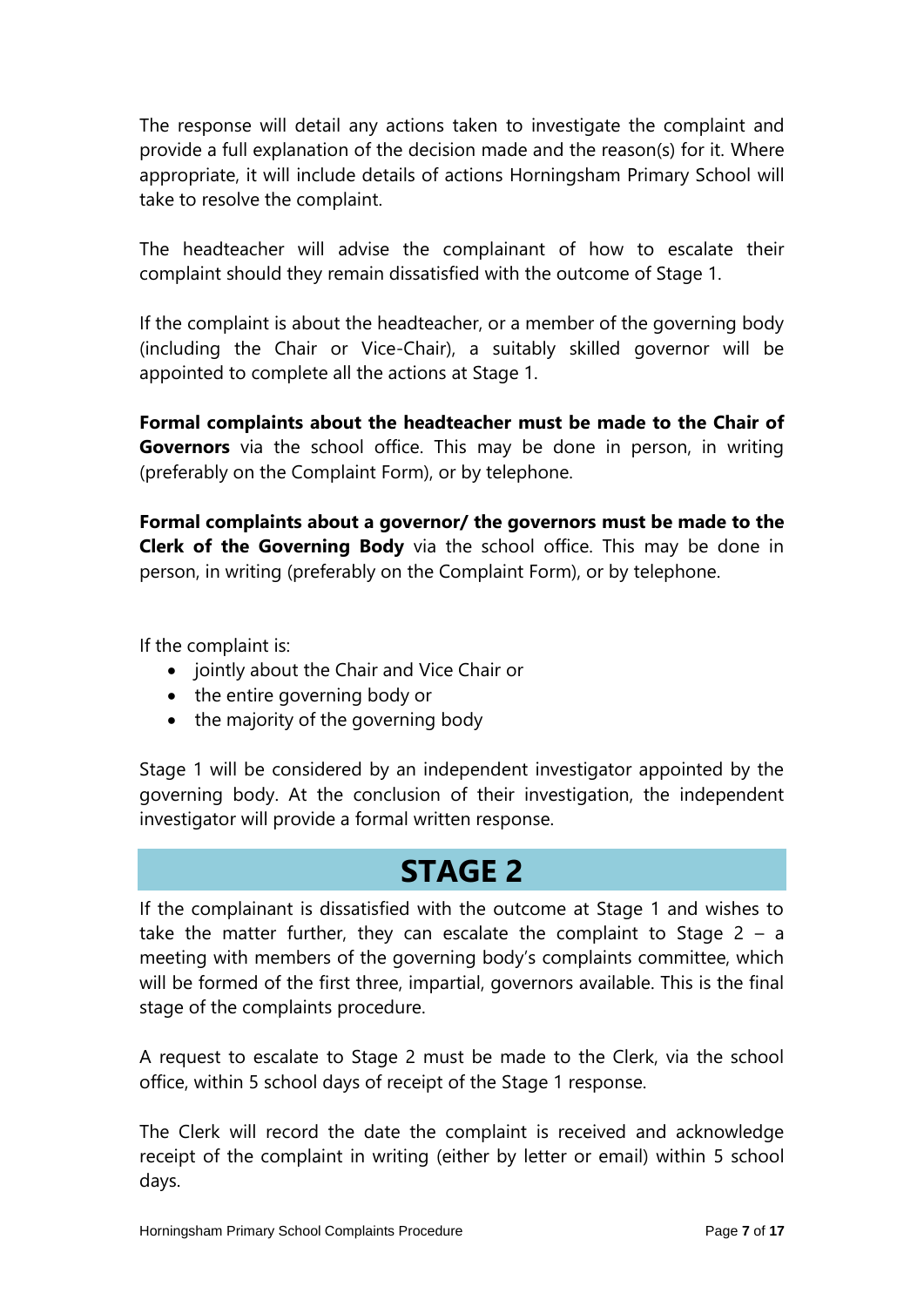The response will detail any actions taken to investigate the complaint and provide a full explanation of the decision made and the reason(s) for it. Where appropriate, it will include details of actions Horningsham Primary School will take to resolve the complaint.

The headteacher will advise the complainant of how to escalate their complaint should they remain dissatisfied with the outcome of Stage 1.

If the complaint is about the headteacher, or a member of the governing body (including the Chair or Vice-Chair), a suitably skilled governor will be appointed to complete all the actions at Stage 1.

**Formal complaints about the headteacher must be made to the Chair of Governors** via the school office. This may be done in person, in writing (preferably on the Complaint Form), or by telephone.

**Formal complaints about a governor/ the governors must be made to the Clerk of the Governing Body** via the school office. This may be done in person, in writing (preferably on the Complaint Form), or by telephone.

If the complaint is:

- jointly about the Chair and Vice Chair or
- the entire governing body or
- the majority of the governing body

Stage 1 will be considered by an independent investigator appointed by the governing body. At the conclusion of their investigation, the independent investigator will provide a formal written response.

## STAGE 2

If the complainant is dissatisfied with the outcome at Stage 1 and wishes to take the matter further, they can escalate the complaint to Stage 2 – a meeting with members of the governing body's complaints committee, which will be formed of the first three, impartial, governors available. This is the final stage of the complaints procedure.

A request to escalate to Stage 2 must be made to the Clerk, via the school office, within 5 school days of receipt of the Stage 1 response.

The Clerk will record the date the complaint is received and acknowledge receipt of the complaint in writing (either by letter or email) within 5 school days.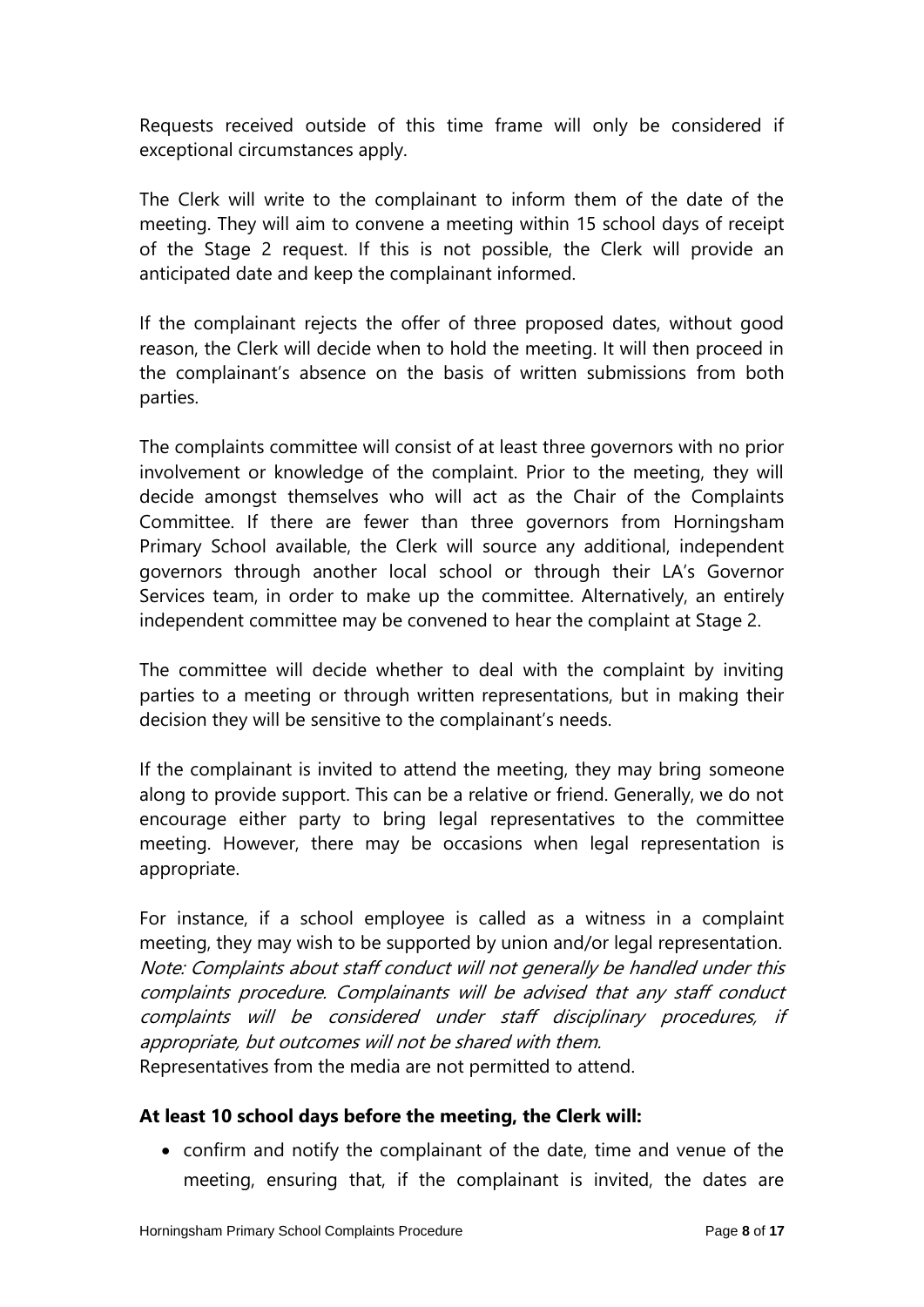Requests received outside of this time frame will only be considered if exceptional circumstances apply.

The Clerk will write to the complainant to inform them of the date of the meeting. They will aim to convene a meeting within 15 school days of receipt of the Stage 2 request. If this is not possible, the Clerk will provide an anticipated date and keep the complainant informed.

If the complainant rejects the offer of three proposed dates, without good reason, the Clerk will decide when to hold the meeting. It will then proceed in the complainant's absence on the basis of written submissions from both parties.

The complaints committee will consist of at least three governors with no prior involvement or knowledge of the complaint. Prior to the meeting, they will decide amongst themselves who will act as the Chair of the Complaints Committee. If there are fewer than three governors from Horningsham Primary School available, the Clerk will source any additional, independent governors through another local school or through their LA's Governor Services team, in order to make up the committee. Alternatively, an entirely independent committee may be convened to hear the complaint at Stage 2.

The committee will decide whether to deal with the complaint by inviting parties to a meeting or through written representations, but in making their decision they will be sensitive to the complainant's needs.

If the complainant is invited to attend the meeting, they may bring someone along to provide support. This can be a relative or friend. Generally, we do not encourage either party to bring legal representatives to the committee meeting. However, there may be occasions when legal representation is appropriate.

For instance, if a school employee is called as a witness in a complaint meeting, they may wish to be supported by union and/or legal representation.
*Note: Complaints about staff conduct will not generally be handled under this complaints procedure. Complainants will be advised that any staff conduct complaints will be considered under staff disciplinary procedures, if appropriate, but outcomes will not be shared with them.*
Representatives from the media are not permitted to attend.

**At least 10 school days before the meeting, the Clerk will:**

- confirm and notify the complainant of the date, time and venue of the meeting, ensuring that, if the complainant is invited, the dates are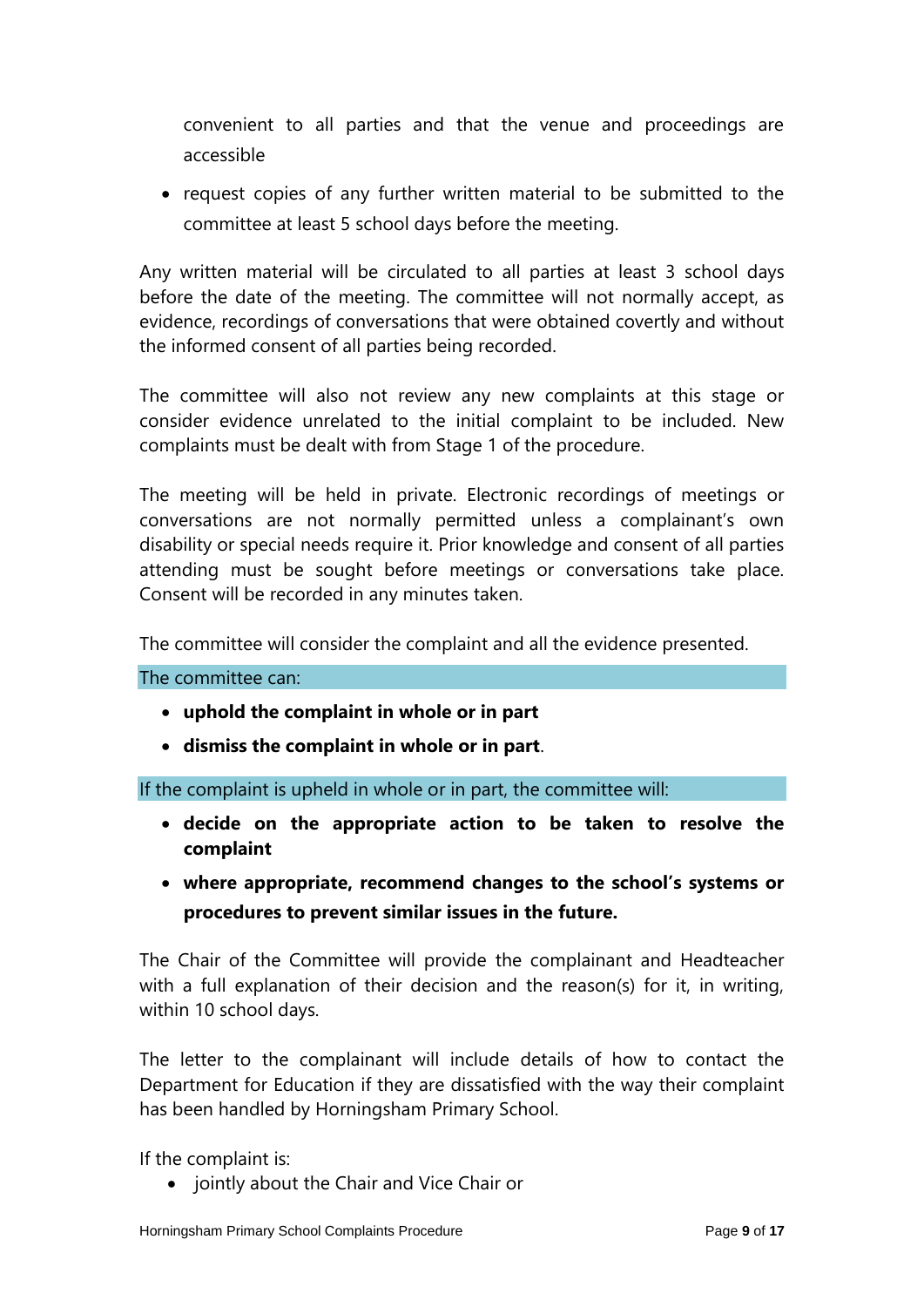convenient to all parties and that the venue and proceedings are accessible

- request copies of any further written material to be submitted to the committee at least 5 school days before the meeting.

Any written material will be circulated to all parties at least 3 school days before the date of the meeting. The committee will not normally accept, as evidence, recordings of conversations that were obtained covertly and without the informed consent of all parties being recorded.

The committee will also not review any new complaints at this stage or consider evidence unrelated to the initial complaint to be included. New complaints must be dealt with from Stage 1 of the procedure.

The meeting will be held in private. Electronic recordings of meetings or conversations are not normally permitted unless a complainant's own disability or special needs require it. Prior knowledge and consent of all parties attending must be sought before meetings or conversations take place. Consent will be recorded in any minutes taken.

The committee will consider the complaint and all the evidence presented.

The committee can:

- **uphold the complaint in whole or in part**
- **dismiss the complaint in whole or in part**.

If the complaint is upheld in whole or in part, the committee will:

- **decide on the appropriate action to be taken to resolve the complaint**
- **where appropriate, recommend changes to the school's systems or procedures to prevent similar issues in the future.**

The Chair of the Committee will provide the complainant and Headteacher with a full explanation of their decision and the reason(s) for it, in writing, within 10 school days.

The letter to the complainant will include details of how to contact the Department for Education if they are dissatisfied with the way their complaint has been handled by Horningsham Primary School.

If the complaint is:

- jointly about the Chair and Vice Chair or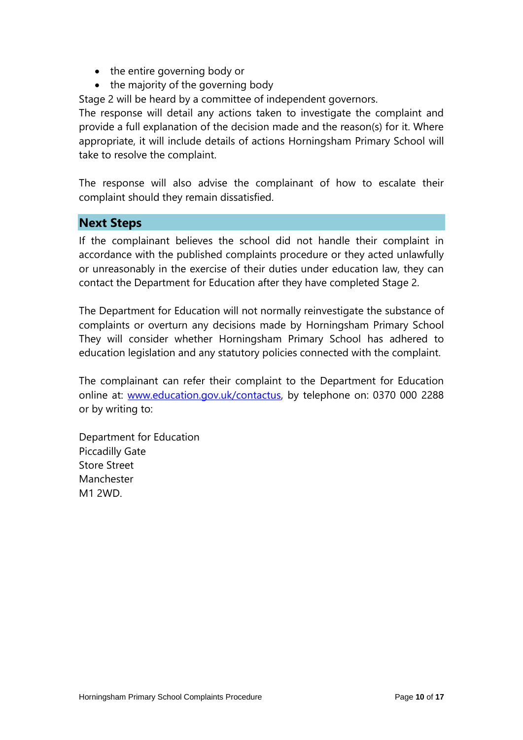- the entire governing body or
- the majority of the governing body

Stage 2 will be heard by a committee of independent governors.

The response will detail any actions taken to investigate the complaint and provide a full explanation of the decision made and the reason(s) for it. Where appropriate, it will include details of actions Horningsham Primary School will take to resolve the complaint.

The response will also advise the complainant of how to escalate their complaint should they remain dissatisfied.

## Next Steps

If the complainant believes the school did not handle their complaint in accordance with the published complaints procedure or they acted unlawfully or unreasonably in the exercise of their duties under education law, they can contact the Department for Education after they have completed Stage 2.

The Department for Education will not normally reinvestigate the substance of complaints or overturn any decisions made by Horningsham Primary School They will consider whether Horningsham Primary School has adhered to education legislation and any statutory policies connected with the complaint.

The complainant can refer their complaint to the Department for Education online at: [www.education.gov.uk/contactus](http://www.education.gov.uk/contactus), by telephone on: 0370 000 2288 or by writing to:

Department for Education
Piccadilly Gate
Store Street
Manchester
M1 2WD.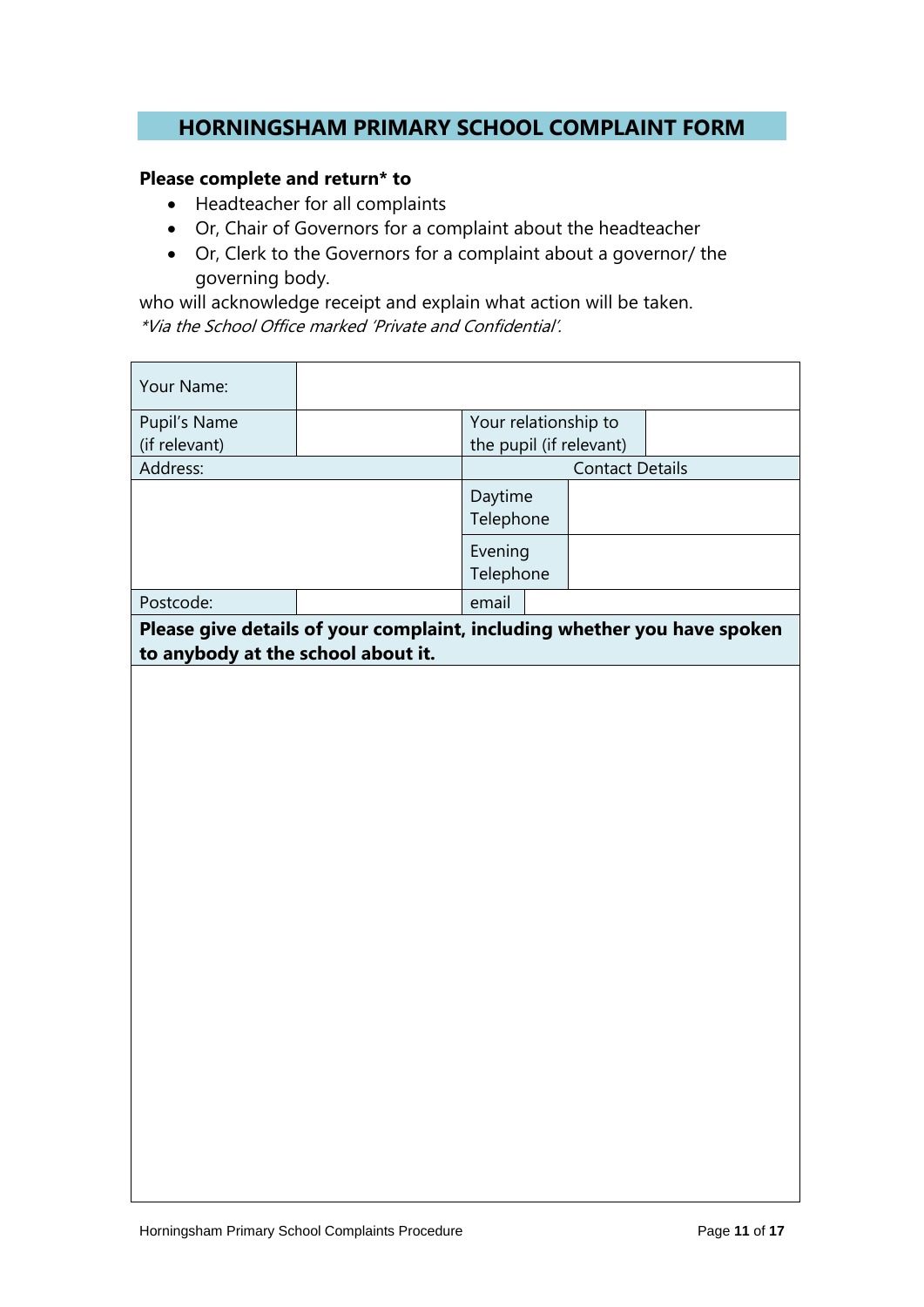# HORNINGSHAM PRIMARY SCHOOL COMPLAINT FORM

**Please complete and return* to**

- Headteacher for all complaints
- Or, Chair of Governors for a complaint about the headteacher
- Or, Clerk to the Governors for a complaint about a governor/ the governing body.

who will acknowledge receipt and explain what action will be taken.

*\*Via the School Office marked 'Private and Confidential'.*

| Your Name: | | | |
|---|---|---|---|
| Pupil's Name (if relevant) | | Your relationship to the pupil (if relevant) | |
| Address: | | Contact Details | |
| | | Daytime Telephone | |
| | | Evening Telephone | |
| Postcode: | | email | |

**Please give details of your complaint, including whether you have spoken to anybody at the school about it.**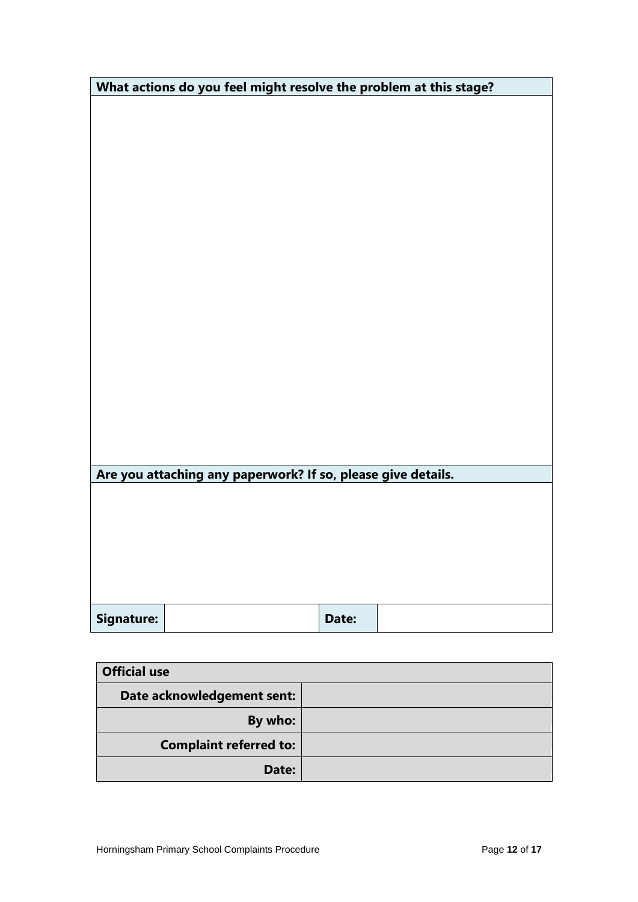| What actions do you feel might resolve the problem at this stage? | | | |
|---|---|---|---|
| | | | |
| **Are you attaching any paperwork? If so, please give details.** | | | |
| | | | |
| **Signature:** | | **Date:** | |

| Official use | |
|---|---|
| **Date acknowledgement sent:** | |
| **By who:** | |
| **Complaint referred to:** | |
| **Date:** | |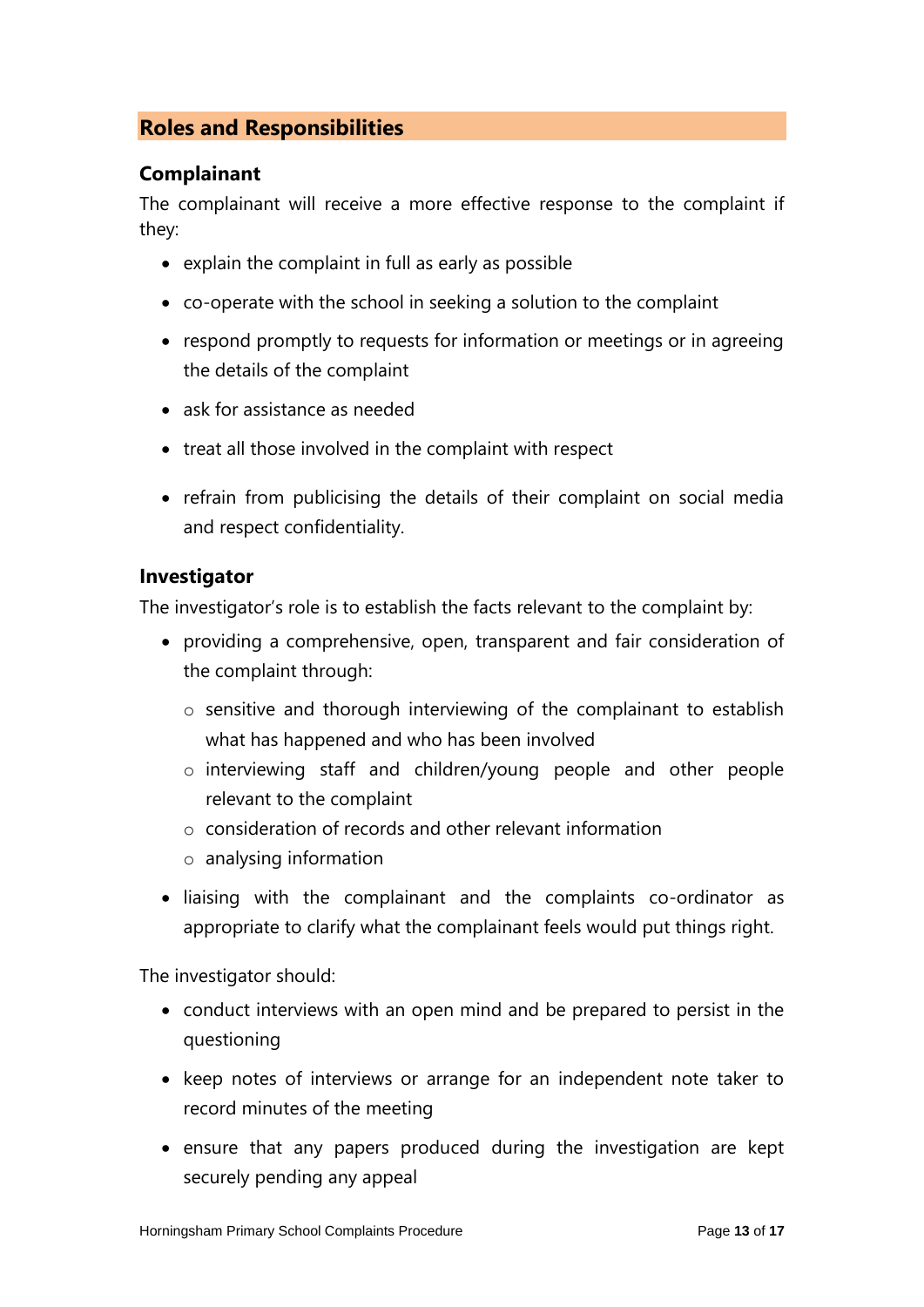## Roles and Responsibilities

### Complainant

The complainant will receive a more effective response to the complaint if they:

- explain the complaint in full as early as possible
- co-operate with the school in seeking a solution to the complaint
- respond promptly to requests for information or meetings or in agreeing the details of the complaint
- ask for assistance as needed
- treat all those involved in the complaint with respect
- refrain from publicising the details of their complaint on social media and respect confidentiality.

### Investigator

The investigator's role is to establish the facts relevant to the complaint by:

- providing a comprehensive, open, transparent and fair consideration of the complaint through:
    - sensitive and thorough interviewing of the complainant to establish what has happened and who has been involved
    - interviewing staff and children/young people and other people relevant to the complaint
    - consideration of records and other relevant information
    - analysing information
- liaising with the complainant and the complaints co-ordinator as appropriate to clarify what the complainant feels would put things right.

The investigator should:

- conduct interviews with an open mind and be prepared to persist in the questioning
- keep notes of interviews or arrange for an independent note taker to record minutes of the meeting
- ensure that any papers produced during the investigation are kept securely pending any appeal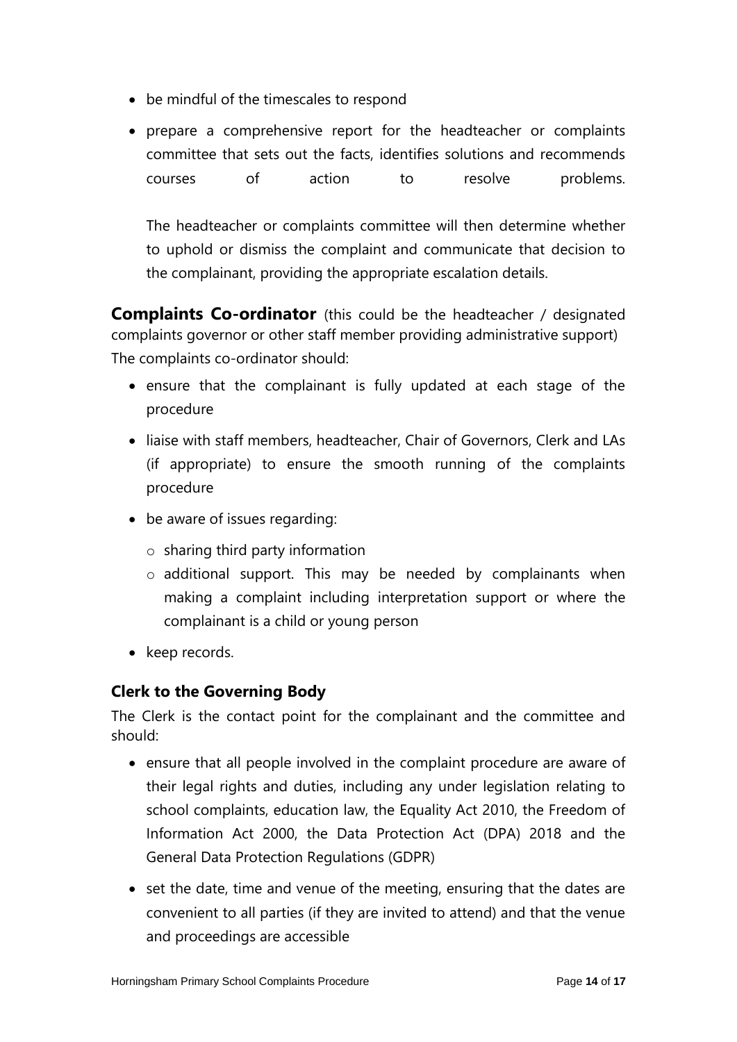- be mindful of the timescales to respond
- prepare a comprehensive report for the headteacher or complaints committee that sets out the facts, identifies solutions and recommends courses of action to resolve problems.

  The headteacher or complaints committee will then determine whether to uphold or dismiss the complaint and communicate that decision to the complainant, providing the appropriate escalation details.

**Complaints Co-ordinator** (this could be the headteacher / designated complaints governor or other staff member providing administrative support)

The complaints co-ordinator should:

- ensure that the complainant is fully updated at each stage of the procedure
- liaise with staff members, headteacher, Chair of Governors, Clerk and LAs (if appropriate) to ensure the smooth running of the complaints procedure
- be aware of issues regarding:
  - sharing third party information
  - additional support. This may be needed by complainants when making a complaint including interpretation support or where the complainant is a child or young person
- keep records.

### Clerk to the Governing Body

The Clerk is the contact point for the complainant and the committee and should:

- ensure that all people involved in the complaint procedure are aware of their legal rights and duties, including any under legislation relating to school complaints, education law, the Equality Act 2010, the Freedom of Information Act 2000, the Data Protection Act (DPA) 2018 and the General Data Protection Regulations (GDPR)
- set the date, time and venue of the meeting, ensuring that the dates are convenient to all parties (if they are invited to attend) and that the venue and proceedings are accessible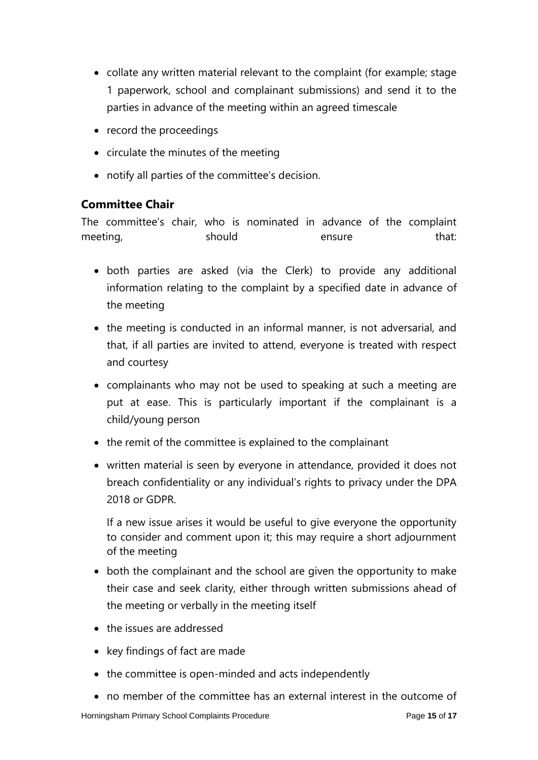- collate any written material relevant to the complaint (for example; stage 1 paperwork, school and complainant submissions) and send it to the parties in advance of the meeting within an agreed timescale
- record the proceedings
- circulate the minutes of the meeting
- notify all parties of the committee's decision.

### Committee Chair

The committee's chair, who is nominated in advance of the complaint meeting, should ensure that:

- both parties are asked (via the Clerk) to provide any additional information relating to the complaint by a specified date in advance of the meeting
- the meeting is conducted in an informal manner, is not adversarial, and that, if all parties are invited to attend, everyone is treated with respect and courtesy
- complainants who may not be used to speaking at such a meeting are put at ease. This is particularly important if the complainant is a child/young person
- the remit of the committee is explained to the complainant
- written material is seen by everyone in attendance, provided it does not breach confidentiality or any individual's rights to privacy under the DPA 2018 or GDPR.

  If a new issue arises it would be useful to give everyone the opportunity to consider and comment upon it; this may require a short adjournment of the meeting
- both the complainant and the school are given the opportunity to make their case and seek clarity, either through written submissions ahead of the meeting or verbally in the meeting itself
- the issues are addressed
- key findings of fact are made
- the committee is open-minded and acts independently
- no member of the committee has an external interest in the outcome of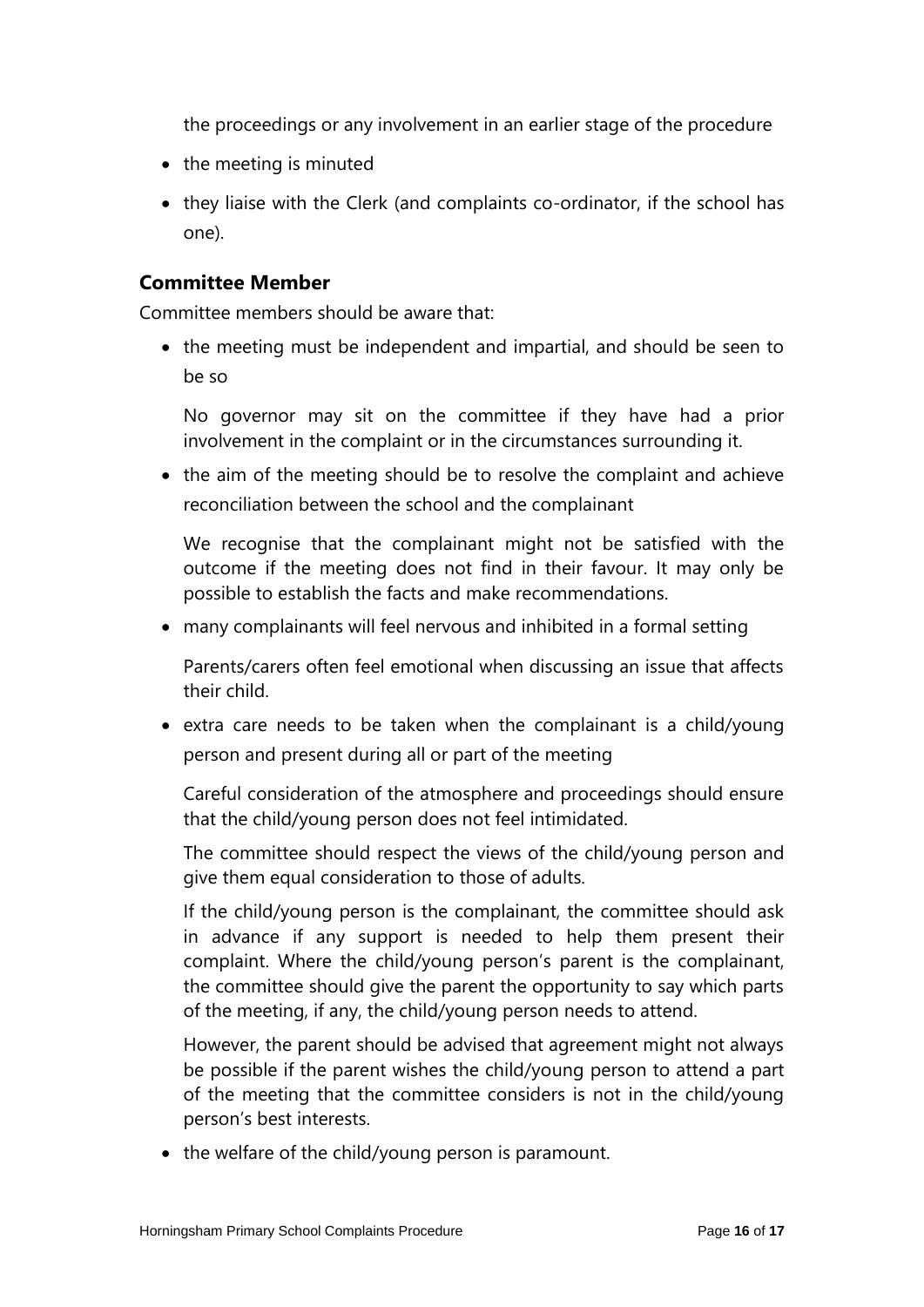the proceedings or any involvement in an earlier stage of the procedure

- the meeting is minuted
- they liaise with the Clerk (and complaints co-ordinator, if the school has one).

### Committee Member

Committee members should be aware that:

- the meeting must be independent and impartial, and should be seen to be so

  No governor may sit on the committee if they have had a prior involvement in the complaint or in the circumstances surrounding it.

- the aim of the meeting should be to resolve the complaint and achieve reconciliation between the school and the complainant

  We recognise that the complainant might not be satisfied with the outcome if the meeting does not find in their favour. It may only be possible to establish the facts and make recommendations.

- many complainants will feel nervous and inhibited in a formal setting

  Parents/carers often feel emotional when discussing an issue that affects their child.

- extra care needs to be taken when the complainant is a child/young person and present during all or part of the meeting

  Careful consideration of the atmosphere and proceedings should ensure that the child/young person does not feel intimidated.

  The committee should respect the views of the child/young person and give them equal consideration to those of adults.

  If the child/young person is the complainant, the committee should ask in advance if any support is needed to help them present their complaint. Where the child/young person's parent is the complainant, the committee should give the parent the opportunity to say which parts of the meeting, if any, the child/young person needs to attend.

  However, the parent should be advised that agreement might not always be possible if the parent wishes the child/young person to attend a part of the meeting that the committee considers is not in the child/young person's best interests.

- the welfare of the child/young person is paramount.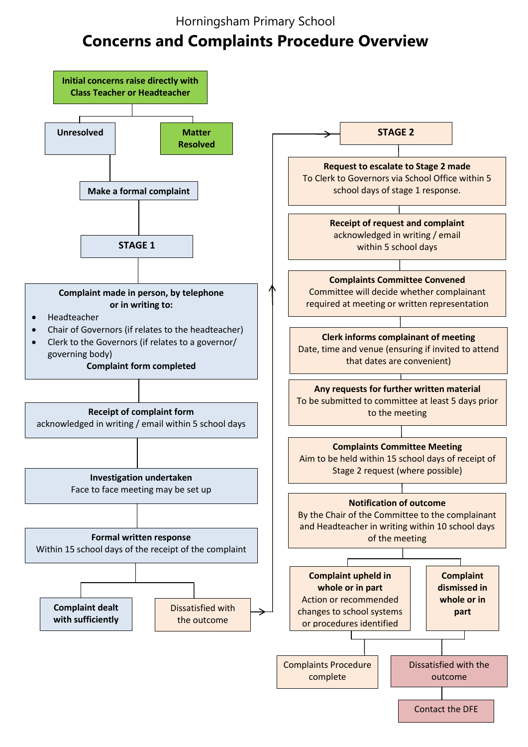Horningsham Primary School

# Concerns and Complaints Procedure Overview

**Initial concerns raise directly with Class Teacher or Headteacher**

**Unresolved**

**Matter Resolved**

**Make a formal complaint**

## STAGE 1

**Complaint made in person, by telephone or in writing to:**

- Headteacher
- Chair of Governors (if relates to the headteacher)
- Clerk to the Governors (if relates to a governor/ governing body)

**Complaint form completed**

**Receipt of complaint form**
acknowledged in writing / email within 5 school days

**Investigation undertaken**
Face to face meeting may be set up

**Formal written response**
Within 15 school days of the receipt of the complaint

**Complaint dealt with sufficiently**

Dissatisfied with the outcome

## STAGE 2

**Request to escalate to Stage 2 made**
To Clerk to Governors via School Office within 5 school days of stage 1 response.

**Receipt of request and complaint**
acknowledged in writing / email within 5 school days

**Complaints Committee Convened**
Committee will decide whether complainant required at meeting or written representation

**Clerk informs complainant of meeting**
Date, time and venue (ensuring if invited to attend that dates are convenient)

**Any requests for further written material**
To be submitted to committee at least 5 days prior to the meeting

**Complaints Committee Meeting**
Aim to be held within 15 school days of receipt of Stage 2 request (where possible)

**Notification of outcome**
By the Chair of the Committee to the complainant and Headteacher in writing within 10 school days of the meeting

**Complaint upheld in whole or in part**
Action or recommended changes to school systems or procedures identified

**Complaint dismissed in whole or in part**

Complaints Procedure complete

Dissatisfied with the outcome

Contact the DFE